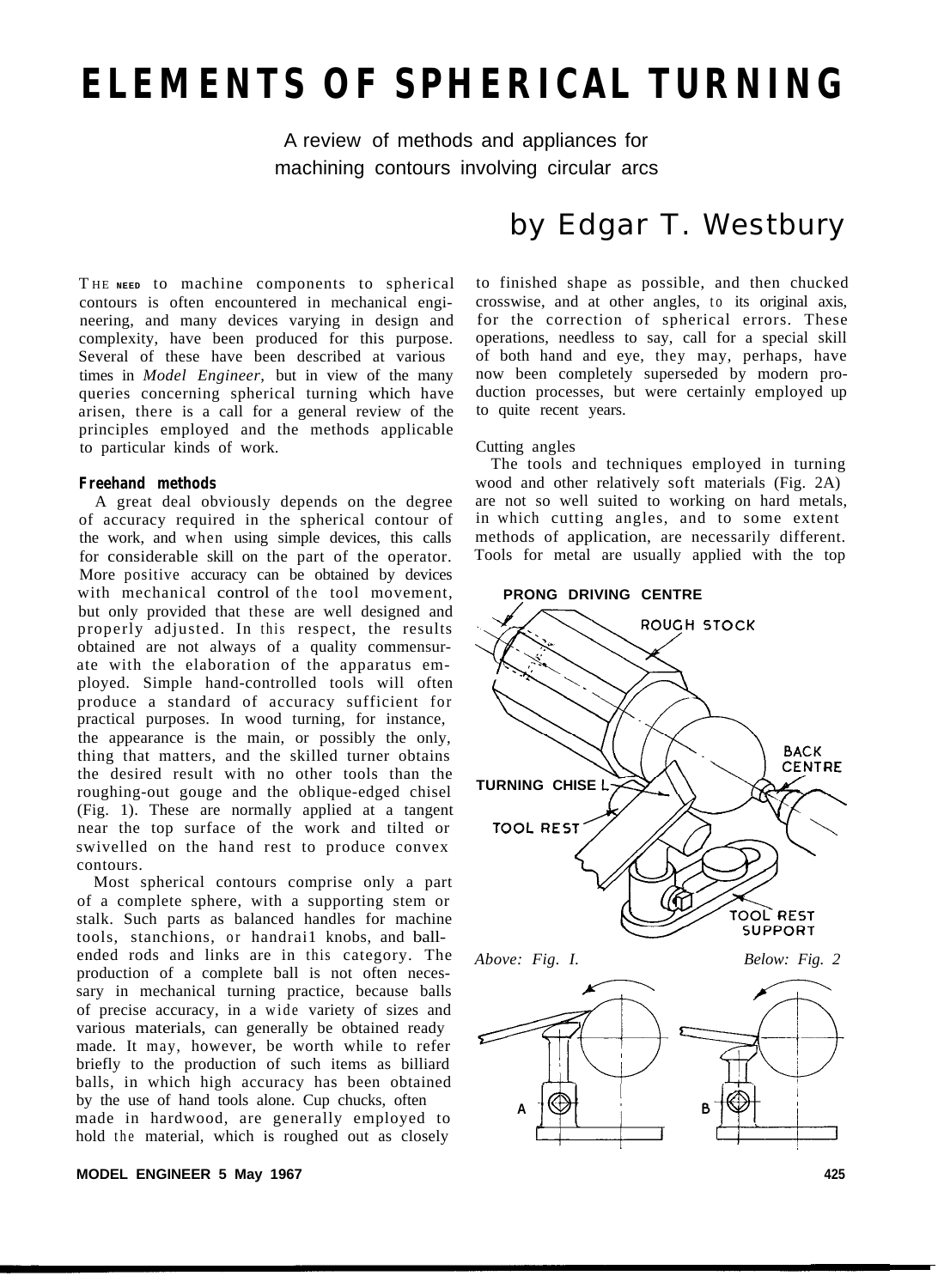# ELEMENTS OF SPHERICAL TURNING

A review of methods and appliances for machining contours involving circular arcs

by Edgar T. Westbury

THE NEED to machine components to spherical contours is often encountered in mechanical engineering, and many devices varying in design and complexity, have been produced for this purpose. Several of these have been described at various times in *Model Engineer*, but in view of the many queries concerning spherical turning which have arisen, there is a call for a general review of the principles employed and the methods applicable to particular kinds of work.

## Freehand methods

A great deal obviously depends on the degree of accuracy required in the spherical contour of the work, and when using simple devices, this calls for considerable skill on the part of the operator. More positive accuracy can be obtained by devices with mechanical control of the tool movement, but only provided that these are well designed and properly adjusted. In this respect, the results obtained are not always of a quality commensurate with the elaboration of the apparatus employed. Simple hand-controlled tools will often produce a standard of accuracy sufficient for practical purposes. In wood turning, for instance, the appearance is the main, or possibly the only, thing that matters, and the skilled turner obtains the desired result with no other tools than the roughing-out gouge and the oblique-edged chisel (Fig. 1). These are normally applied at a tangent near the top surface of the work and tilted or swivelled on the hand rest to produce convex contours.

Most spherical contours comprise only a part of a complete sphere, with a supporting stem or stalk. Such parts as balanced handles for machine tools, stanchions, or handrai1 knobs, and ball-ended rods and links are in this category. The production of a complete ball is not often necessary in mechanical turning practice, because balls of precise accuracy, in a wide variety of sizes and various materials, can generally be obtained ready made. It may, however, be worth while to refer briefly to the production of such items as billiard balls, in which high accuracy has been obtained by the use of hand tools alone. Cup chucks, often made in hardwood, are generally employed to hold the material, which is roughed out as closely to finished shape as possible, and then chucked crosswise, and at other angles, to its original axis, for the correction of spherical errors. These operations, needless to say, call for a special skill of both hand and eye, they may, perhaps, have now been completely superseded by modern production processes, but were certainly employed up to quite recent years.

### Cutting angles

The tools and techniques employed in turning wood and other relatively soft materials (Fig. 2A) are not so well suited to working on hard metals, in which cutting angles, and to some extent methods of application, are necessarily different. Tools for metal are usually applied with the top

PRONG DRIVING CENTRE, ROUGH STOCK, BACK CENTRE, TURNING CHISEL, TOOL REST, TOOL REST SUPPORT

*Above: Fig. I.*

*Below: Fig. 2*

A, B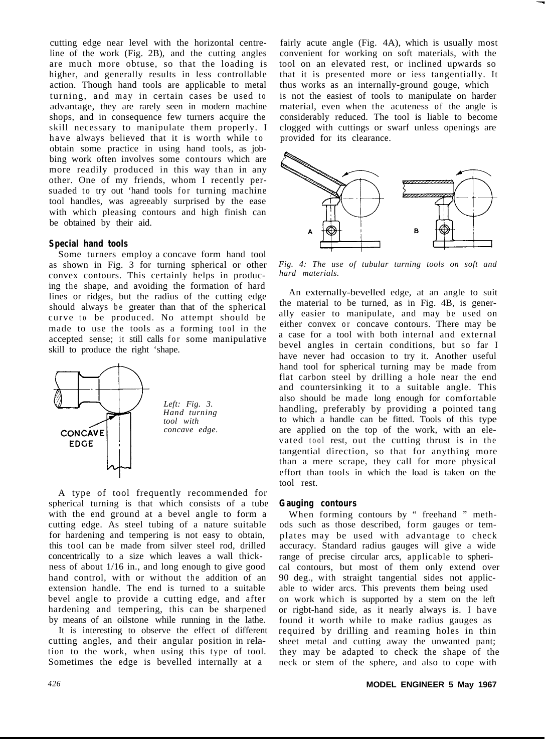cutting edge near level with the horizontal centre-line of the work (Fig. 2B), and the cutting angles are much more obtuse, so that the loading is higher, and generally results in less controllable action. Though hand tools are applicable to metal turning, and may in certain cases be used to advantage, they are rarely seen in modern machine shops, and in consequence few turners acquire the skill necessary to manipulate them properly. I have always believed that it is worth while to obtain some practice in using hand tools, as jobbing work often involves some contours which are more readily produced in this way than in any other. One of my friends, whom I recently persuaded to try out 'hand tools for turning machine tool handles, was agreeably surprised by the ease with which pleasing contours and high finish can be obtained by their aid.

### Special hand tools

Some turners employ a concave form hand tool as shown in Fig. 3 for turning spherical or other convex contours. This certainly helps in producing the shape, and avoiding the formation of hard lines or ridges, but the radius of the cutting edge should always be greater than that of the spherical curve to be produced. No attempt should be made to use the tools as a forming tool in the accepted sense; it still calls for some manipulative skill to produce the right 'shape.

*Left: Fig. 3. Hand turning tool with concave edge.*

A type of tool frequently recommended for spherical turning is that which consists of a tube with the end ground at a bevel angle to form a cutting edge. As steel tubing of a nature suitable for hardening and tempering is not easy to obtain, this tool can be made from silver steel rod, drilled concentrically to a size which leaves a wall thickness of about 1/16 in., and long enough to give good hand control, with or without the addition of an extension handle. The end is turned to a suitable bevel angle to provide a cutting edge, and after hardening and tempering, this can be sharpened by means of an oilstone while running in the lathe.

It is interesting to observe the effect of different cutting angles, and their angular position in relation to the work, when using this type of tool. Sometimes the edge is bevelled internally at a fairly acute angle (Fig. 4A), which is usually most convenient for working on soft materials, with the tool on an elevated rest, or inclined upwards so that it is presented more or less tangentially. It thus works as an internally-ground gouge, which is not the easiest of tools to manipulate on harder material, even when the acuteness of the angle is considerably reduced. The tool is liable to become clogged with cuttings or swarf unless openings are provided for its clearance.

*Fig. 4: The use of tubular turning tools on soft and hard materials.*

An externally-bevelled edge, at an angle to suit the material to be turned, as in Fig. 4B, is generally easier to manipulate, and may be used on either convex or concave contours. There may be a case for a tool with both internal and external bevel angles in certain conditions, but so far I have never had occasion to try it. Another useful hand tool for spherical turning may be made from flat carbon steel by drilling a hole near the end and countersinking it to a suitable angle. This also should be made long enough for comfortable handling, preferably by providing a pointed tang to which a handle can be fitted. Tools of this type are applied on the top of the work, with an elevated tool rest, out the cutting thrust is in the tangential direction, so that for anything more than a mere scrape, they call for more physical effort than tools in which the load is taken on the tool rest.

### Gauging contours

When forming contours by " freehand " methods such as those described, form gauges or templates may be used with advantage to check accuracy. Standard radius gauges will give a wide range of precise circular arcs, applicable to spherical contours, but most of them only extend over 90 deg., with straight tangential sides not applicable to wider arcs. This prevents them being used on work which is supported by a stem on the left or rigbt-hand side, as it nearly always is. I have found it worth while to make radius gauges as required by drilling and reaming holes in thin sheet metal and cutting away the unwanted pant; they may be adapted to check the shape of the neck or stem of the sphere, and also to cope with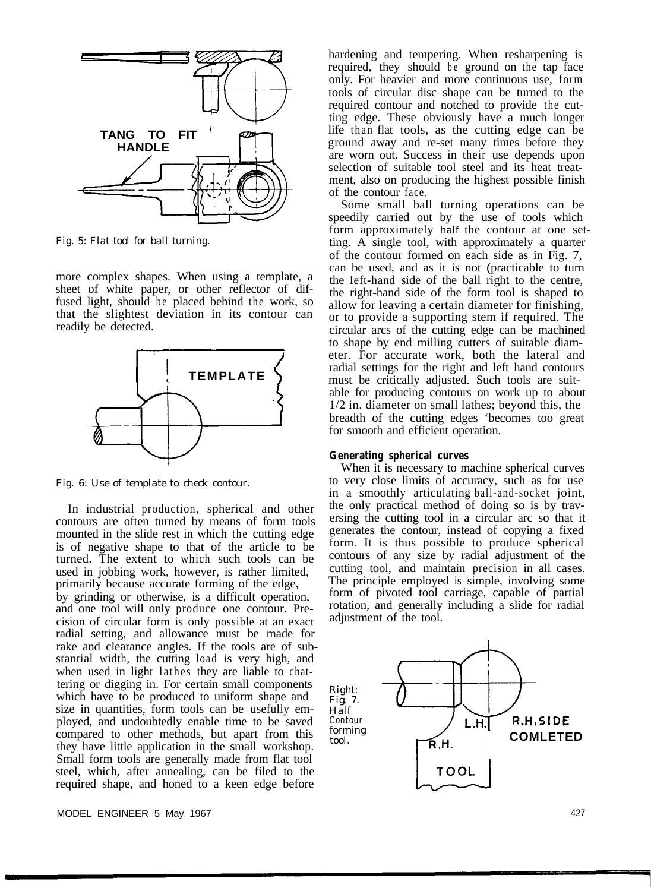Fig. 5: Flat tool for ball turning.

more complex shapes. When using a template, a sheet of white paper, or other reflector of diffused light, should be placed behind the work, so that the slightest deviation in its contour can readily be detected.

Fig. 6: Use of template to check contour.

In industrial production, spherical and other contours are often turned by means of form tools mounted in the slide rest in which the cutting edge is of negative shape to that of the article to be turned. The extent to which such tools can be used in jobbing work, however, is rather limited, primarily because accurate forming of the edge, by grinding or otherwise, is a difficult operation, and one tool will only produce one contour. Precision of circular form is only possible at an exact radial setting, and allowance must be made for rake and clearance angles. If the tools are of substantial width, the cutting load is very high, and when used in light lathes they are liable to chattering or digging in. For certain small components which have to be produced to uniform shape and size in quantities, form tools can be usefully employed, and undoubtedly enable time to be saved compared to other methods, but apart from this they have little application in the small workshop. Small form tools are generally made from flat tool steel, which, after annealing, can be filed to the required shape, and honed to a keen edge before hardening and tempering. When resharpening is required, they should be ground on the tap face only. For heavier and more continuous use, form tools of circular disc shape can be turned to the required contour and notched to provide the cutting edge. These obviously have a much longer life than flat tools, as the cutting edge can be ground away and re-set many times before they are worn out. Success in their use depends upon selection of suitable tool steel and its heat treatment, also on producing the highest possible finish of the contour face.

Some small ball turning operations can be speedily carried out by the use of tools which form approximately half the contour at one setting. A single tool, with approximately a quarter of the contour formed on each side as in Fig. 7, can be used, and as it is not (practicable to turn the Ieft-hand side of the ball right to the centre, the right-hand side of the form tool is shaped to allow for leaving a certain diameter for finishing, or to provide a supporting stem if required. The circular arcs of the cutting edge can be machined to shape by end milling cutters of suitable diameter. For accurate work, both the lateral and radial settings for the right and left hand contours must be critically adjusted. Such tools are suitable for producing contours on work up to about 1/2 in. diameter on small lathes; beyond this, the breadth of the cutting edges 'becomes too great for smooth and efficient operation.

### Generating spherical curves

When it is necessary to machine spherical curves to very close limits of accuracy, such as for use in a smoothly articulating ball-and-socket joint, the only practical method of doing so is by traversing the cutting tool in a circular arc so that it generates the contour, instead of copying a fixed form. It is thus possible to produce spherical contours of any size by radial adjustment of the cutting tool, and maintain precision in all cases. The principle employed is simple, involving some form of pivoted tool carriage, capable of partial rotation, and generally including a slide for radial adjustment of the tool.

Right: Fig. 7. Half Contour forming tool.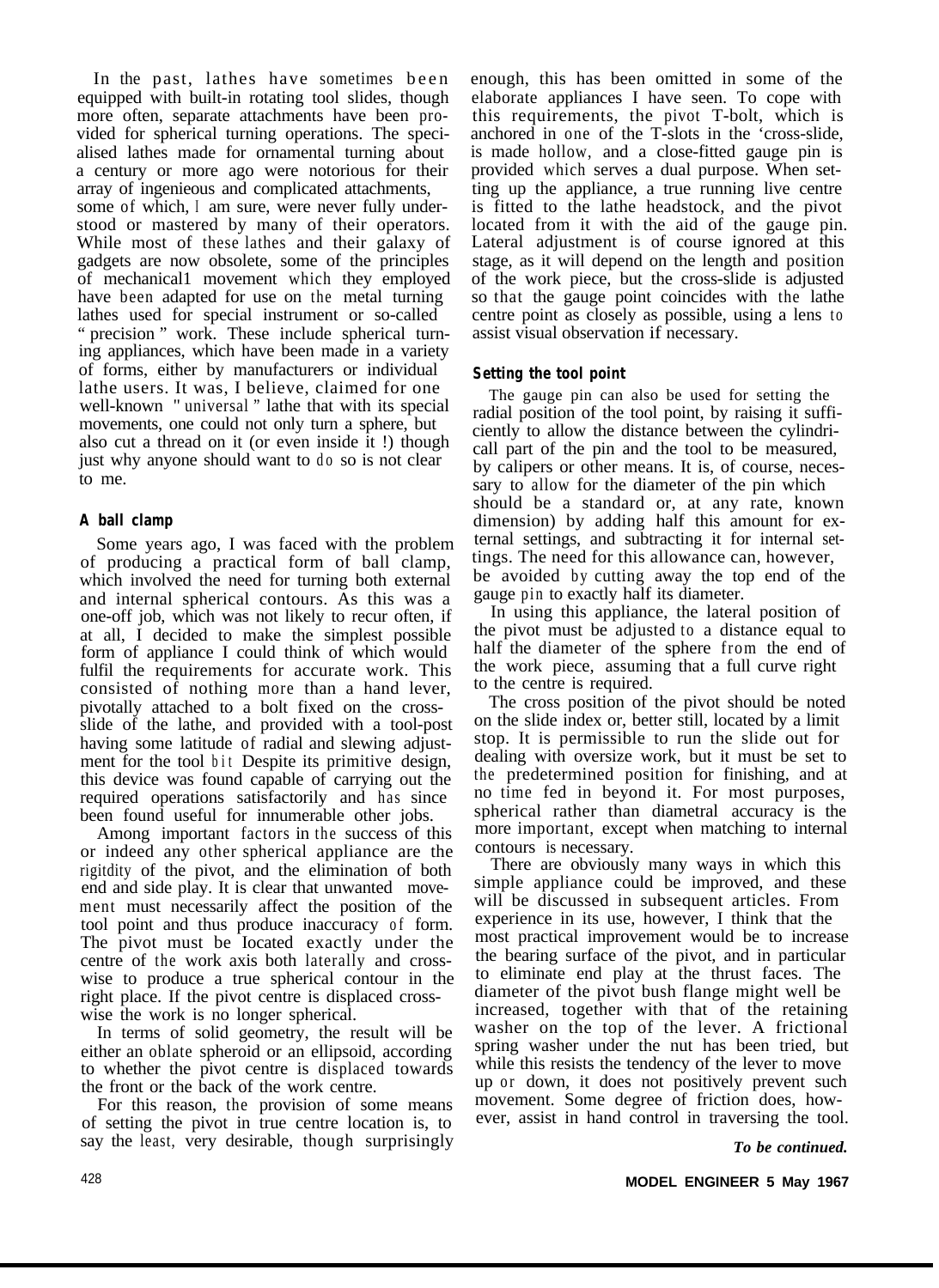In the past, lathes have sometimes been equipped with built-in rotating tool slides, though more often, separate attachments have been provided for spherical turning operations. The specialised lathes made for ornamental turning about a century or more ago were notorious for their array of ingenieous and complicated attachments, some of which, I am sure, were never fully understood or mastered by many of their operators. While most of these lathes and their galaxy of gadgets are now obsolete, some of the principles of mechanical1 movement which they employed have been adapted for use on the metal turning lathes used for special instrument or so-called " precision " work. These include spherical turning appliances, which have been made in a variety of forms, either by manufacturers or individual lathe users. It was, I believe, claimed for one well-known " universal " lathe that with its special movements, one could not only turn a sphere, but also cut a thread on it (or even inside it !) though just why anyone should want to do so is not clear to me.

### A ball clamp

Some years ago, I was faced with the problem of producing a practical form of ball clamp, which involved the need for turning both external and internal spherical contours. As this was a one-off job, which was not likely to recur often, if at all, I decided to make the simplest possible form of appliance I could think of which would fulfil the requirements for accurate work. This consisted of nothing more than a hand lever, pivotally attached to a bolt fixed on the cross-slide of the lathe, and provided with a tool-post having some latitude of radial and slewing adjustment for the tool bit Despite its primitive design, this device was found capable of carrying out the required operations satisfactorily and has since been found useful for innumerable other jobs.

Among important factors in the success of this or indeed any other spherical appliance are the rigitdity of the pivot, and the elimination of both end and side play. It is clear that unwanted movement must necessarily affect the position of the tool point and thus produce inaccuracy of form. The pivot must be Iocated exactly under the centre of the work axis both laterally and crosswise to produce a true spherical contour in the right place. If the pivot centre is displaced crosswise the work is no longer spherical.

In terms of solid geometry, the result will be either an oblate spheroid or an ellipsoid, according to whether the pivot centre is displaced towards the front or the back of the work centre.

For this reason, the provision of some means of setting the pivot in true centre location is, to say the least, very desirable, though surprisingly enough, this has been omitted in some of the elaborate appliances I have seen. To cope with this requirements, the pivot T-bolt, which is anchored in one of the T-slots in the 'cross-slide, is made hollow, and a close-fitted gauge pin is provided which serves a dual purpose. When setting up the appliance, a true running live centre is fitted to the lathe headstock, and the pivot located from it with the aid of the gauge pin. Lateral adjustment is of course ignored at this stage, as it will depend on the length and position of the work piece, but the cross-slide is adjusted so that the gauge point coincides with the lathe centre point as closely as possible, using a lens to assist visual observation if necessary.

### Setting the tool point

The gauge pin can also be used for setting the radial position of the tool point, by raising it sufficiently to allow the distance between the cylindricall part of the pin and the tool to be measured, by calipers or other means. It is, of course, necessary to allow for the diameter of the pin which should be a standard or, at any rate, known dimension) by adding half this amount for external settings, and subtracting it for internal settings. The need for this allowance can, however, be avoided by cutting away the top end of the gauge pin to exactly half its diameter.

In using this appliance, the lateral position of the pivot must be adjusted to a distance equal to half the diameter of the sphere from the end of the work piece, assuming that a full curve right to the centre is required.

The cross position of the pivot should be noted on the slide index or, better still, located by a limit stop. It is permissible to run the slide out for dealing with oversize work, but it must be set to the predetermined position for finishing, and at no time fed in beyond it. For most purposes, spherical rather than diametral accuracy is the more important, except when matching to internal contours is necessary.

There are obviously many ways in which this simple appliance could be improved, and these will be discussed in subsequent articles. From experience in its use, however, I think that the most practical improvement would be to increase the bearing surface of the pivot, and in particular to eliminate end play at the thrust faces. The diameter of the pivot bush flange might well be increased, together with that of the retaining washer on the top of the lever. A frictional spring washer under the nut has been tried, but while this resists the tendency of the lever to move up or down, it does not positively prevent such movement. Some degree of friction does, however, assist in hand control in traversing the tool.

*To be continued.*